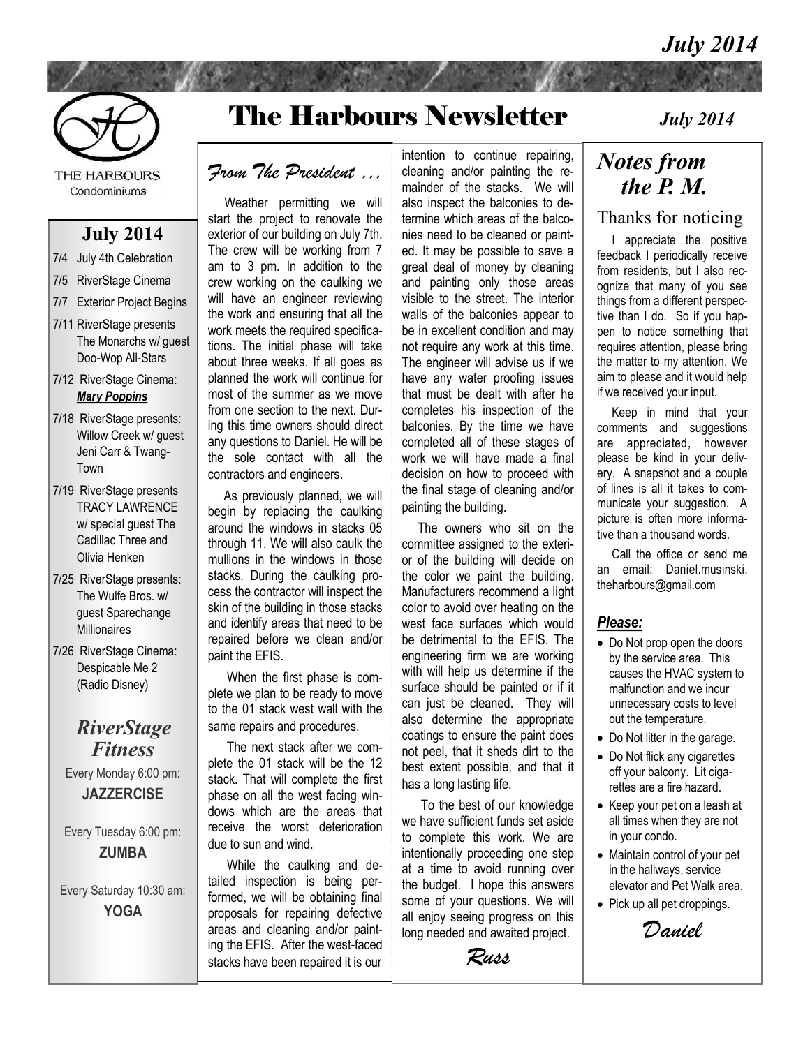# The Harbours Newsletter

*July 2014*

THE HARBOURS
Condominiums

## July 2014

- 7/4 July 4th Celebration
- 7/5 RiverStage Cinema
- 7/7 Exterior Project Begins
- 7/11 RiverStage presents The Monarchs w/ guest Doo-Wop All-Stars
- 7/12 RiverStage Cinema: ***Mary Poppins***
- 7/18 RiverStage presents: Willow Creek w/ guest Jeni Carr & Twang-Town
- 7/19 RiverStage presents TRACY LAWRENCE w/ special guest The Cadillac Three and Olivia Henken
- 7/25 RiverStage presents: The Wulfe Bros. w/ guest Sparechange Millionaires
- 7/26 RiverStage Cinema: Despicable Me 2 (Radio Disney)

## *RiverStage Fitness*

Every Monday 6:00 pm:
**JAZZERCISE**

Every Tuesday 6:00 pm:
**ZUMBA**

Every Saturday 10:30 am:
**YOGA**

## *From The President …*

Weather permitting we will start the project to renovate the exterior of our building on July 7th. The crew will be working from 7 am to 3 pm. In addition to the crew working on the caulking we will have an engineer reviewing the work and ensuring that all the work meets the required specifications. The initial phase will take about three weeks. If all goes as planned the work will continue for most of the summer as we move from one section to the next. During this time owners should direct any questions to Daniel. He will be the sole contact with all the contractors and engineers.

As previously planned, we will begin by replacing the caulking around the windows in stacks 05 through 11. We will also caulk the mullions in the windows in those stacks. During the caulking process the contractor will inspect the skin of the building in those stacks and identify areas that need to be repaired before we clean and/or paint the EFIS.

When the first phase is complete we plan to be ready to move to the 01 stack west wall with the same repairs and procedures.

The next stack after we complete the 01 stack will be the 12 stack. That will complete the first phase on all the west facing windows which are the areas that receive the worst deterioration due to sun and wind.

While the caulking and detailed inspection is being performed, we will be obtaining final proposals for repairing defective areas and cleaning and/or painting the EFIS. After the west-faced stacks have been repaired it is our intention to continue repairing, cleaning and/or painting the remainder of the stacks. We will also inspect the balconies to determine which areas of the balconies need to be cleaned or painted. It may be possible to save a great deal of money by cleaning and painting only those areas visible to the street. The interior walls of the balconies appear to be in excellent condition and may not require any work at this time. The engineer will advise us if we have any water proofing issues that must be dealt with after he completes his inspection of the balconies. By the time we have completed all of these stages of work we will have made a final decision on how to proceed with the final stage of cleaning and/or painting the building.

The owners who sit on the committee assigned to the exterior of the building will decide on the color we paint the building. Manufacturers recommend a light color to avoid over heating on the west face surfaces which would be detrimental to the EFIS. The engineering firm we are working with will help us determine if the surface should be painted or if it can just be cleaned. They will also determine the appropriate coatings to ensure the paint does not peel, that it sheds dirt to the best extent possible, and that it has a long lasting life.

To the best of our knowledge we have sufficient funds set aside to complete this work. We are intentionally proceeding one step at a time to avoid running over the budget. I hope this answers some of your questions. We will all enjoy seeing progress on this long needed and awaited project.

*Russ*

## *Notes from the P. M.*

### Thanks for noticing

I appreciate the positive feedback I periodically receive from residents, but I also recognize that many of you see things from a different perspective than I do. So if you happen to notice something that requires attention, please bring the matter to my attention. We aim to please and it would help if we received your input.

Keep in mind that your comments and suggestions are appreciated, however please be kind in your delivery. A snapshot and a couple of lines is all it takes to communicate your suggestion. A picture is often more informative than a thousand words.

Call the office or send me an email: Daniel.musinski.theharbours@gmail.com

***Please:***

- Do Not prop open the doors by the service area. This causes the HVAC system to malfunction and we incur unnecessary costs to level out the temperature.
- Do Not litter in the garage.
- Do Not flick any cigarettes off your balcony. Lit cigarettes are a fire hazard.
- Keep your pet on a leash at all times when they are not in your condo.
- Maintain control of your pet in the hallways, service elevator and Pet Walk area.
- Pick up all pet droppings.

*Daniel*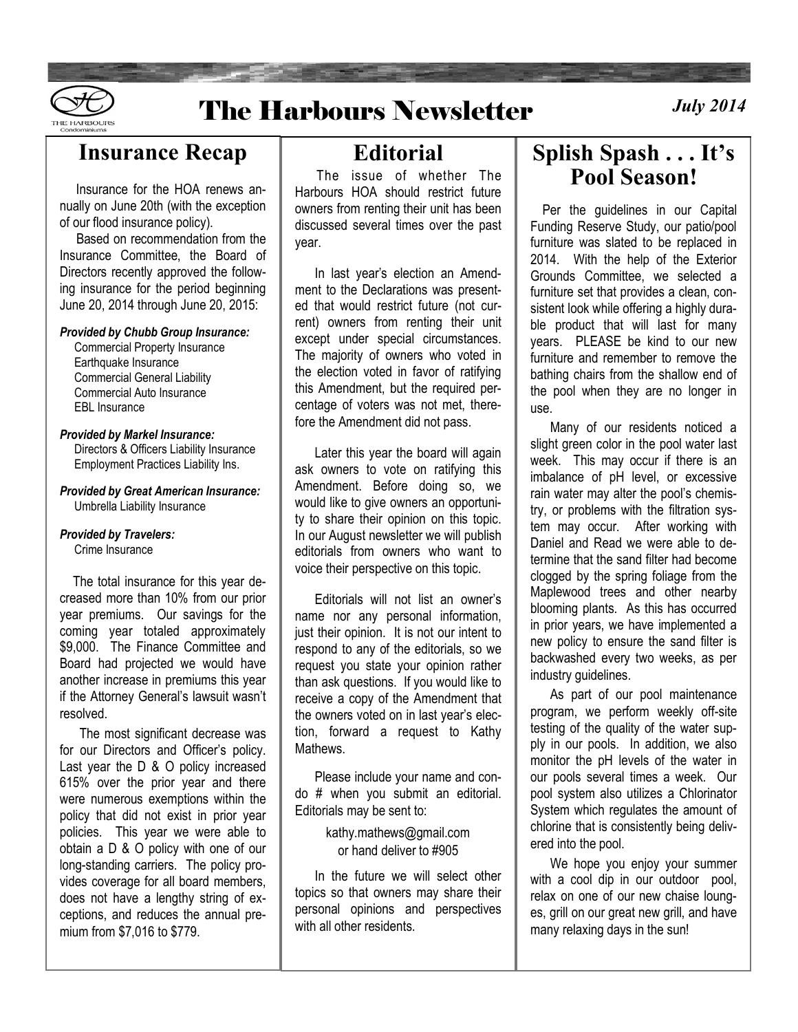# The Harbours Newsletter

*July 2014*

## Insurance Recap

Insurance for the HOA renews annually on June 20th (with the exception of our flood insurance policy).

Based on recommendation from the Insurance Committee, the Board of Directors recently approved the following insurance for the period beginning June 20, 2014 through June 20, 2015:

***Provided by Chubb Group Insurance:***
Commercial Property Insurance
Earthquake Insurance
Commercial General Liability
Commercial Auto Insurance
EBL Insurance

***Provided by Markel Insurance:***
Directors & Officers Liability Insurance
Employment Practices Liability Ins.

***Provided by Great American Insurance:***
Umbrella Liability Insurance

***Provided by Travelers:***
Crime Insurance

The total insurance for this year decreased more than 10% from our prior year premiums. Our savings for the coming year totaled approximately $9,000. The Finance Committee and Board had projected we would have another increase in premiums this year if the Attorney General's lawsuit wasn't resolved.

The most significant decrease was for our Directors and Officer's policy. Last year the D & O policy increased 615% over the prior year and there were numerous exemptions within the policy that did not exist in prior year policies. This year we were able to obtain a D & O policy with one of our long-standing carriers. The policy provides coverage for all board members, does not have a lengthy string of exceptions, and reduces the annual premium from $7,016 to $779.

## Editorial

The issue of whether The Harbours HOA should restrict future owners from renting their unit has been discussed several times over the past year.

In last year's election an Amendment to the Declarations was presented that would restrict future (not current) owners from renting their unit except under special circumstances. The majority of owners who voted in the election voted in favor of ratifying this Amendment, but the required percentage of voters was not met, therefore the Amendment did not pass.

Later this year the board will again ask owners to vote on ratifying this Amendment. Before doing so, we would like to give owners an opportunity to share their opinion on this topic. In our August newsletter we will publish editorials from owners who want to voice their perspective on this topic.

Editorials will not list an owner's name nor any personal information, just their opinion. It is not our intent to respond to any of the editorials, so we request you state your opinion rather than ask questions. If you would like to receive a copy of the Amendment that the owners voted on in last year's election, forward a request to Kathy Mathews.

Please include your name and condo # when you submit an editorial. Editorials may be sent to:

kathy.mathews@gmail.com
or hand deliver to #905

In the future we will select other topics so that owners may share their personal opinions and perspectives with all other residents.

## Splish Spash . . . It's Pool Season!

Per the guidelines in our Capital Funding Reserve Study, our patio/pool furniture was slated to be replaced in 2014. With the help of the Exterior Grounds Committee, we selected a furniture set that provides a clean, consistent look while offering a highly durable product that will last for many years. PLEASE be kind to our new furniture and remember to remove the bathing chairs from the shallow end of the pool when they are no longer in use.

Many of our residents noticed a slight green color in the pool water last week. This may occur if there is an imbalance of pH level, or excessive rain water may alter the pool's chemistry, or problems with the filtration system may occur. After working with Daniel and Read we were able to determine that the sand filter had become clogged by the spring foliage from the Maplewood trees and other nearby blooming plants. As this has occurred in prior years, we have implemented a new policy to ensure the sand filter is backwashed every two weeks, as per industry guidelines.

As part of our pool maintenance program, we perform weekly off-site testing of the quality of the water supply in our pools. In addition, we also monitor the pH levels of the water in our pools several times a week. Our pool system also utilizes a Chlorinator System which regulates the amount of chlorine that is consistently being delivered into the pool.

We hope you enjoy your summer with a cool dip in our outdoor pool, relax on one of our new chaise lounges, grill on our great new grill, and have many relaxing days in the sun!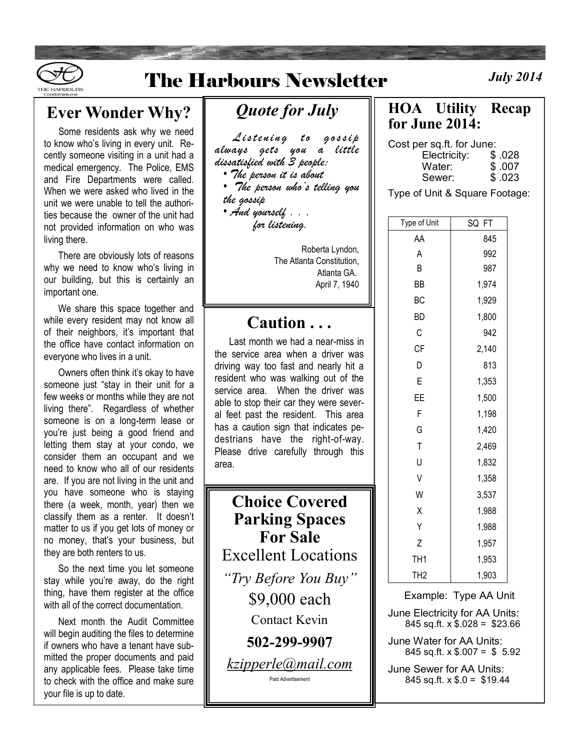# The Harbours Newsletter

*July 2014*

## Ever Wonder Why?

Some residents ask why we need to know who's living in every unit. Recently someone visiting in a unit had a medical emergency. The Police, EMS and Fire Departments were called. When we were asked who lived in the unit we were unable to tell the authorities because the owner of the unit had not provided information on who was living there.

There are obviously lots of reasons why we need to know who's living in our building, but this is certainly an important one.

We share this space together and while every resident may not know all of their neighbors, it's important that the office have contact information on everyone who lives in a unit.

Owners often think it's okay to have someone just "stay in their unit for a few weeks or months while they are not living there". Regardless of whether someone is on a long-term lease or you're just being a good friend and letting them stay at your condo, we consider them an occupant and we need to know who all of our residents are. If you are not living in the unit and you have someone who is staying there (a week, month, year) then we classify them as a renter. It doesn't matter to us if you get lots of money or no money, that's your business, but they are both renters to us.

So the next time you let someone stay while you're away, do the right thing, have them register at the office with all of the correct documentation.

Next month the Audit Committee will begin auditing the files to determine if owners who have a tenant have submitted the proper documents and paid any applicable fees. Please take time to check with the office and make sure your file is up to date.

## *Quote for July*

*Listening to gossip always gets you a little dissatisfied with 3 people:*

- *The person it is about*
- *The person who's telling you the gossip*
- *And yourself . . . for listening.*

Roberta Lyndon,
The Atlanta Constitution,
Atlanta GA.
April 7, 1940

## Caution . . .

Last month we had a near-miss in the service area when a driver was driving way too fast and nearly hit a resident who was walking out of the service area. When the driver was able to stop their car they were several feet past the resident. This area has a caution sign that indicates pedestrians have the right-of-way. Please drive carefully through this area.

## Choice Covered Parking Spaces For Sale

Excellent Locations

*"Try Before You Buy"*

$9,000 each

Contact Kevin

**502-299-9907**

kzipperle@mail.com

Paid Advertisement

## HOA Utility Recap for June 2014:

Cost per sq.ft. for June:

| | |
|---|---|
| Electricity: | $ .028 |
| Water: | $ .007 |
| Sewer: | $ .023 |

Type of Unit & Square Footage:

| Type of Unit | SQ FT |
|---|---|
| AA | 845 |
| A | 992 |
| B | 987 |
| BB | 1,974 |
| BC | 1,929 |
| BD | 1,800 |
| C | 942 |
| CF | 2,140 |
| D | 813 |
| E | 1,353 |
| EE | 1,500 |
| F | 1,198 |
| G | 1,420 |
| T | 2,469 |
| U | 1,832 |
| V | 1,358 |
| W | 3,537 |
| X | 1,988 |
| Y | 1,988 |
| Z | 1,957 |
| TH1 | 1,953 |
| TH2 | 1,903 |

Example: Type AA Unit

June Electricity for AA Units:
845 sq.ft. x $.028 = $23.66

June Water for AA Units:
845 sq.ft. x $.007 = $ 5.92

June Sewer for AA Units:
845 sq.ft. x $.0 = $19.44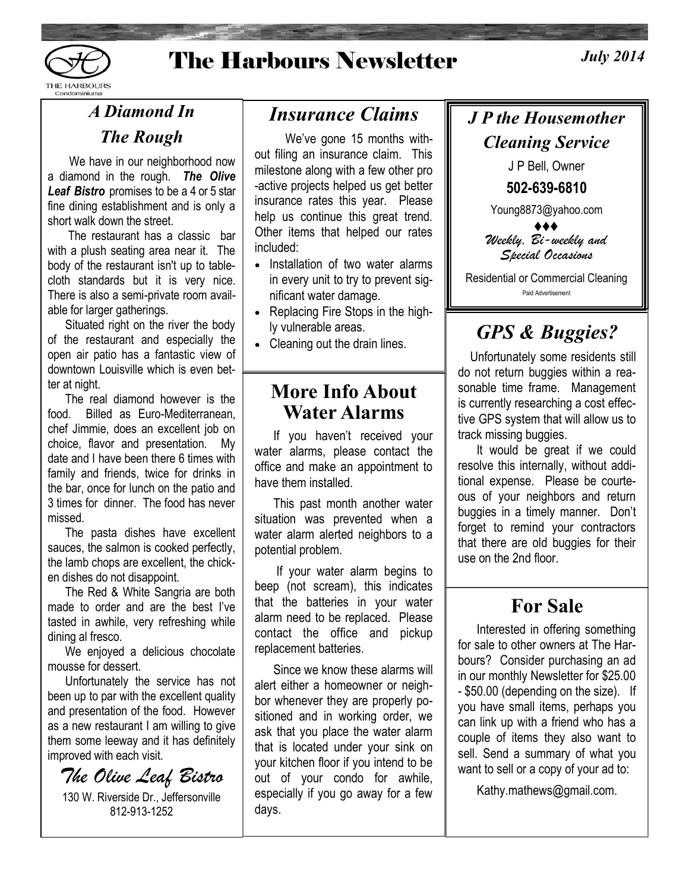# The Harbours Newsletter

*July 2014*

## *A Diamond In The Rough*

We have in our neighborhood now a diamond in the rough. ***The Olive Leaf Bistro*** promises to be a 4 or 5 star fine dining establishment and is only a short walk down the street.

The restaurant has a classic bar with a plush seating area near it. The body of the restaurant isn't up to tablecloth standards but it is very nice. There is also a semi-private room available for larger gatherings.

Situated right on the river the body of the restaurant and especially the open air patio has a fantastic view of downtown Louisville which is even better at night.

The real diamond however is the food. Billed as Euro-Mediterranean, chef Jimmie, does an excellent job on choice, flavor and presentation. My date and I have been there 6 times with family and friends, twice for drinks in the bar, once for lunch on the patio and 3 times for dinner. The food has never missed.

The pasta dishes have excellent sauces, the salmon is cooked perfectly, the lamb chops are excellent, the chicken dishes do not disappoint.

The Red & White Sangria are both made to order and are the best I've tasted in awhile, very refreshing while dining al fresco.

We enjoyed a delicious chocolate mousse for dessert.

Unfortunately the service has not been up to par with the excellent quality and presentation of the food. However as a new restaurant I am willing to give them some leeway and it has definitely improved with each visit.

*The Olive Leaf Bistro*

130 W. Riverside Dr., Jeffersonville
812-913-1252

## *Insurance Claims*

We've gone 15 months without filing an insurance claim. This milestone along with a few other pro-active projects helped us get better insurance rates this year. Please help us continue this great trend. Other items that helped our rates included:

- Installation of two water alarms in every unit to try to prevent significant water damage.
- Replacing Fire Stops in the highly vulnerable areas.
- Cleaning out the drain lines.

## More Info About Water Alarms

If you haven't received your water alarms, please contact the office and make an appointment to have them installed.

This past month another water situation was prevented when a water alarm alerted neighbors to a potential problem.

If your water alarm begins to beep (not scream), this indicates that the batteries in your water alarm need to be replaced. Please contact the office and pickup replacement batteries.

Since we know these alarms will alert either a homeowner or neighbor whenever they are properly positioned and in working order, we ask that you place the water alarm that is located under your sink on your kitchen floor if you intend to be out of your condo for awhile, especially if you go away for a few days.

## *J P the Housemother Cleaning Service*

J P Bell, Owner

**502-639-6810**

Young8873@yahoo.com

♦♦♦

*Weekly, Bi-weekly and Special Occasions*

Residential or Commercial Cleaning

Paid Advertisement

## *GPS & Buggies?*

Unfortunately some residents still do not return buggies within a reasonable time frame. Management is currently researching a cost effective GPS system that will allow us to track missing buggies.

It would be great if we could resolve this internally, without additional expense. Please be courteous of your neighbors and return buggies in a timely manner. Don't forget to remind your contractors that there are old buggies for their use on the 2nd floor.

## For Sale

Interested in offering something for sale to other owners at The Harbours? Consider purchasing an ad in our monthly Newsletter for $25.00 - $50.00 (depending on the size). If you have small items, perhaps you can link up with a friend who has a couple of items they also want to sell. Send a summary of what you want to sell or a copy of your ad to:

Kathy.mathews@gmail.com.